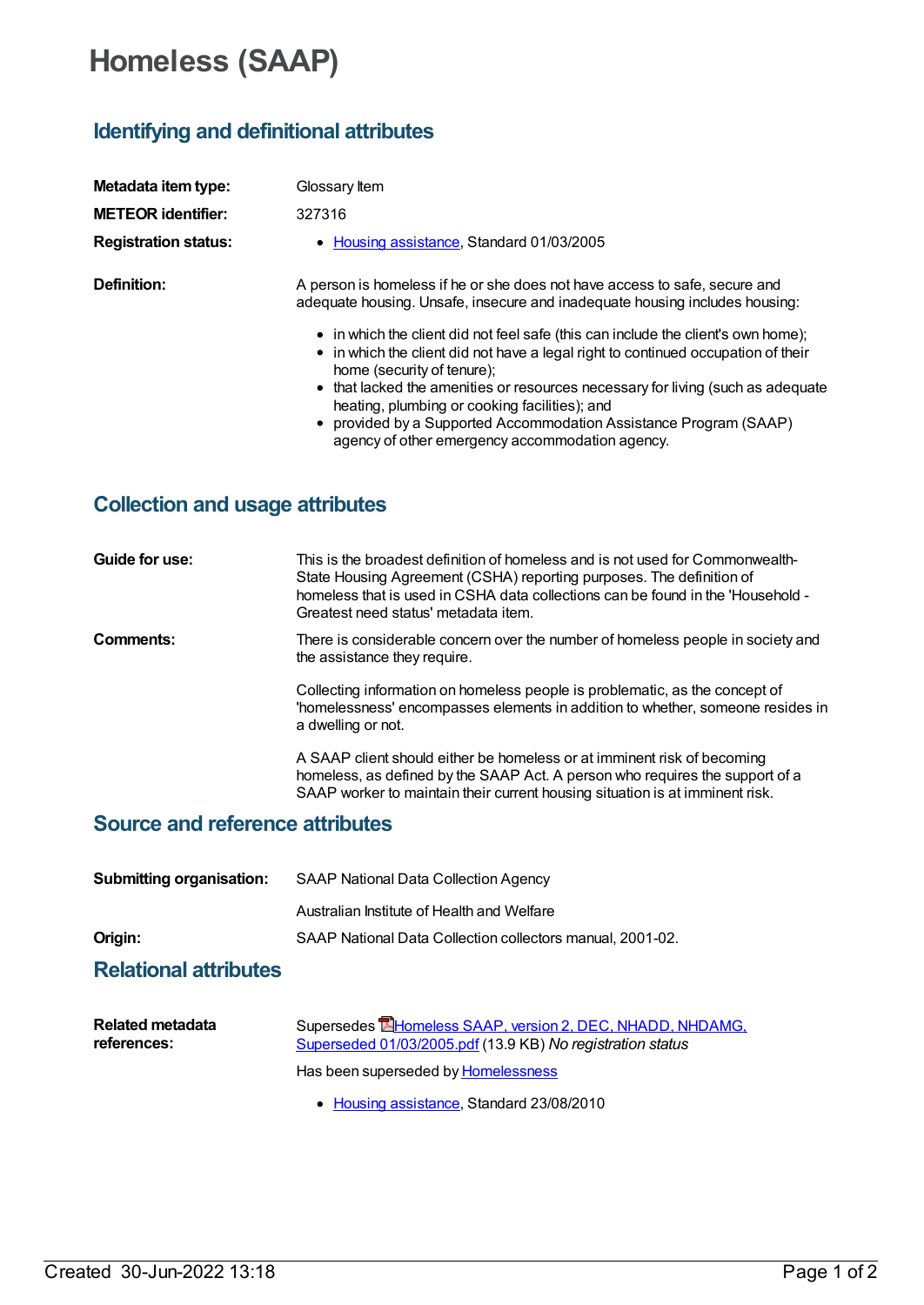# Homeless (SAAP)

## Identifying and definitional attributes

**Metadata item type:** Glossary Item

**METEOR identifier:** 327316

**Registration status:**

- Housing assistance, Standard 01/03/2005

**Definition:** A person is homeless if he or she does not have access to safe, secure and adequate housing. Unsafe, insecure and inadequate housing includes housing:

- in which the client did not feel safe (this can include the client's own home);
- in which the client did not have a legal right to continued occupation of their home (security of tenure);
- that lacked the amenities or resources necessary for living (such as adequate heating, plumbing or cooking facilities); and
- provided by a Supported Accommodation Assistance Program (SAAP) agency of other emergency accommodation agency.

## Collection and usage attributes

**Guide for use:** This is the broadest definition of homeless and is not used for Commonwealth-State Housing Agreement (CSHA) reporting purposes. The definition of homeless that is used in CSHA data collections can be found in the 'Household - Greatest need status' metadata item.

**Comments:** There is considerable concern over the number of homeless people in society and the assistance they require.

Collecting information on homeless people is problematic, as the concept of 'homelessness' encompasses elements in addition to whether, someone resides in a dwelling or not.

A SAAP client should either be homeless or at imminent risk of becoming homeless, as defined by the SAAP Act. A person who requires the support of a SAAP worker to maintain their current housing situation is at imminent risk.

## Source and reference attributes

**Submitting organisation:** SAAP National Data Collection Agency

Australian Institute of Health and Welfare

**Origin:** SAAP National Data Collection collectors manual, 2001-02.

## Relational attributes

**Related metadata references:** Supersedes Homeless SAAP, version 2, DEC, NHADD, NHDAMG, Superseded 01/03/2005.pdf (13.9 KB) *No registration status*

Has been superseded by Homelessness

- Housing assistance, Standard 23/08/2010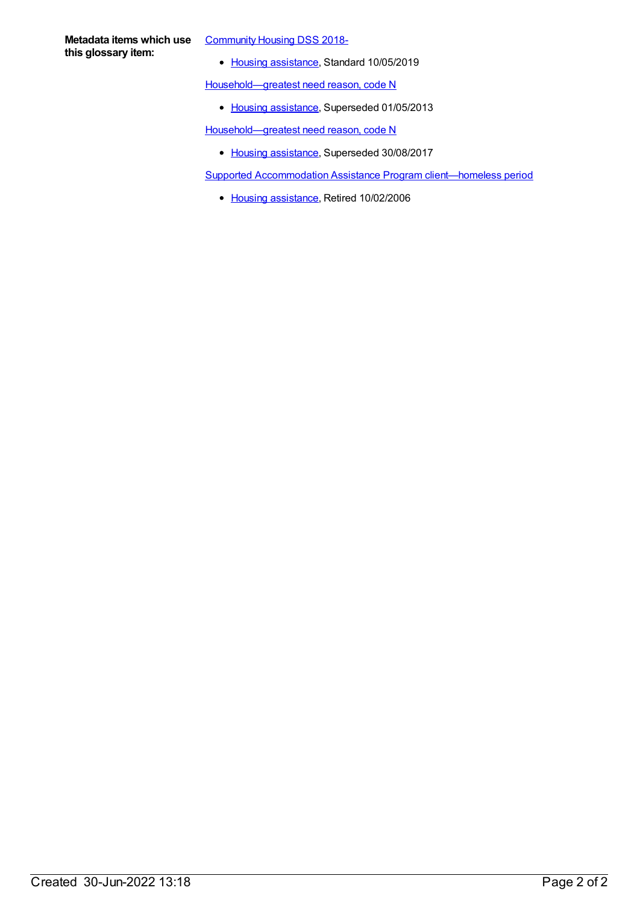**Metadata items which use this glossary item:**

Community Housing DSS 2018-

- Housing assistance, Standard 10/05/2019

Household—greatest need reason, code N

- Housing assistance, Superseded 01/05/2013

Household—greatest need reason, code N

- Housing assistance, Superseded 30/08/2017

Supported Accommodation Assistance Program client—homeless period

- Housing assistance, Retired 10/02/2006